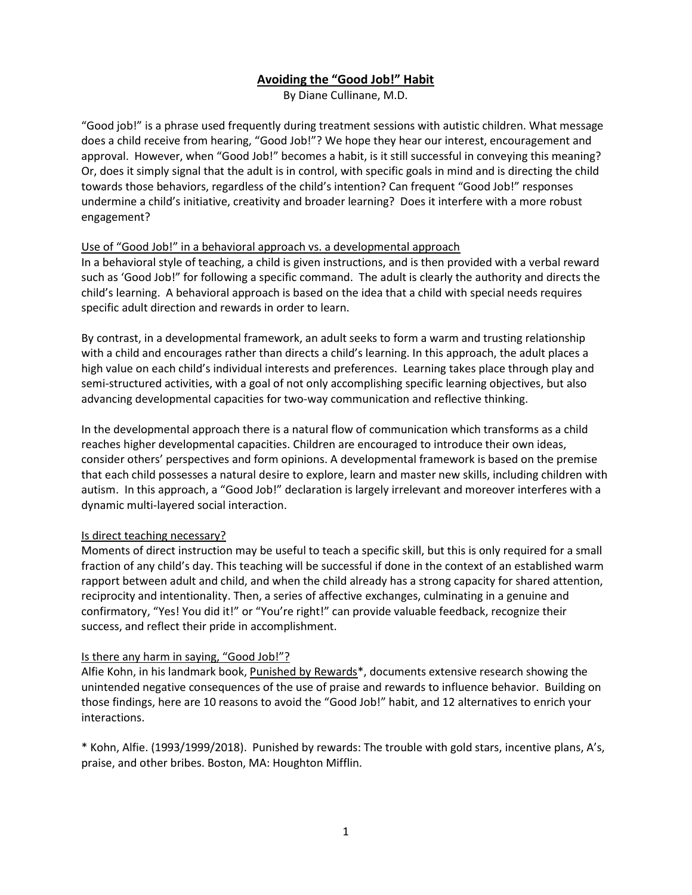# Avoiding the "Good Job!" Habit

By Diane Cullinane, M.D.

"Good job!" is a phrase used frequently during treatment sessions with autistic children. What message does a child receive from hearing, "Good Job!"? We hope they hear our interest, encouragement and approval. However, when "Good Job!" becomes a habit, is it still successful in conveying this meaning? Or, does it simply signal that the adult is in control, with specific goals in mind and is directing the child towards those behaviors, regardless of the child's intention? Can frequent "Good Job!" responses undermine a child's initiative, creativity and broader learning? Does it interfere with a more robust engagement?

## Use of "Good Job!" in a behavioral approach vs. a developmental approach

In a behavioral style of teaching, a child is given instructions, and is then provided with a verbal reward such as 'Good Job!" for following a specific command. The adult is clearly the authority and directs the child's learning. A behavioral approach is based on the idea that a child with special needs requires specific adult direction and rewards in order to learn.

By contrast, in a developmental framework, an adult seeks to form a warm and trusting relationship with a child and encourages rather than directs a child's learning. In this approach, the adult places a high value on each child's individual interests and preferences. Learning takes place through play and semi-structured activities, with a goal of not only accomplishing specific learning objectives, but also advancing developmental capacities for two-way communication and reflective thinking.

In the developmental approach there is a natural flow of communication which transforms as a child reaches higher developmental capacities. Children are encouraged to introduce their own ideas, consider others' perspectives and form opinions. A developmental framework is based on the premise that each child possesses a natural desire to explore, learn and master new skills, including children with autism. In this approach, a "Good Job!" declaration is largely irrelevant and moreover interferes with a dynamic multi-layered social interaction.

## Is direct teaching necessary?

Moments of direct instruction may be useful to teach a specific skill, but this is only required for a small fraction of any child's day. This teaching will be successful if done in the context of an established warm rapport between adult and child, and when the child already has a strong capacity for shared attention, reciprocity and intentionality. Then, a series of affective exchanges, culminating in a genuine and confirmatory, "Yes! You did it!" or "You're right!" can provide valuable feedback, recognize their success, and reflect their pride in accomplishment.

## Is there any harm in saying, "Good Job!"?

Alfie Kohn, in his landmark book, Punished by Rewards*, documents extensive research showing the unintended negative consequences of the use of praise and rewards to influence behavior. Building on those findings, here are 10 reasons to avoid the "Good Job!" habit, and 12 alternatives to enrich your interactions.

* Kohn, Alfie. (1993/1999/2018). Punished by rewards: The trouble with gold stars, incentive plans, A's, praise, and other bribes. Boston, MA: Houghton Mifflin.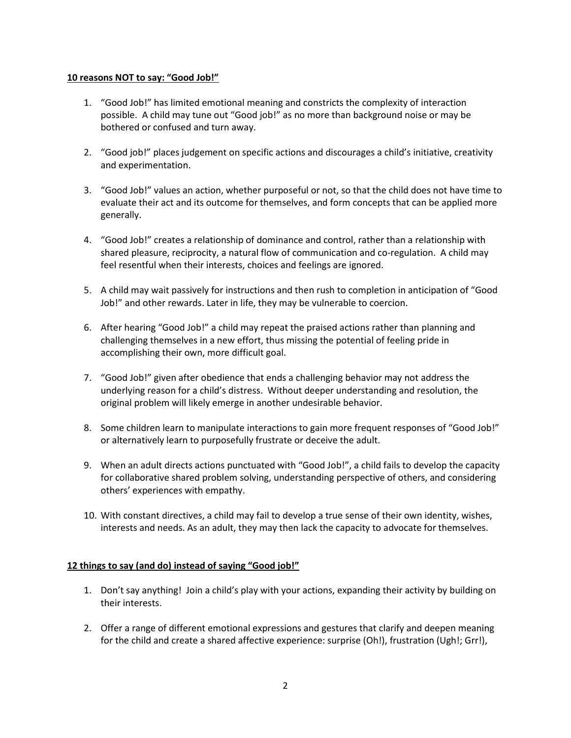**10 reasons NOT to say: "Good Job!"**

1. "Good Job!" has limited emotional meaning and constricts the complexity of interaction possible. A child may tune out "Good job!" as no more than background noise or may be bothered or confused and turn away.

2. "Good job!" places judgement on specific actions and discourages a child's initiative, creativity and experimentation.

3. "Good Job!" values an action, whether purposeful or not, so that the child does not have time to evaluate their act and its outcome for themselves, and form concepts that can be applied more generally.

4. "Good Job!" creates a relationship of dominance and control, rather than a relationship with shared pleasure, reciprocity, a natural flow of communication and co-regulation. A child may feel resentful when their interests, choices and feelings are ignored.

5. A child may wait passively for instructions and then rush to completion in anticipation of "Good Job!" and other rewards. Later in life, they may be vulnerable to coercion.

6. After hearing "Good Job!" a child may repeat the praised actions rather than planning and challenging themselves in a new effort, thus missing the potential of feeling pride in accomplishing their own, more difficult goal.

7. "Good Job!" given after obedience that ends a challenging behavior may not address the underlying reason for a child's distress. Without deeper understanding and resolution, the original problem will likely emerge in another undesirable behavior.

8. Some children learn to manipulate interactions to gain more frequent responses of "Good Job!" or alternatively learn to purposefully frustrate or deceive the adult.

9. When an adult directs actions punctuated with "Good Job!", a child fails to develop the capacity for collaborative shared problem solving, understanding perspective of others, and considering others' experiences with empathy.

10. With constant directives, a child may fail to develop a true sense of their own identity, wishes, interests and needs. As an adult, they may then lack the capacity to advocate for themselves.

**12 things to say (and do) instead of saying "Good job!"**

1. Don't say anything! Join a child's play with your actions, expanding their activity by building on their interests.

2. Offer a range of different emotional expressions and gestures that clarify and deepen meaning for the child and create a shared affective experience: surprise (Oh!), frustration (Ugh!; Grr!),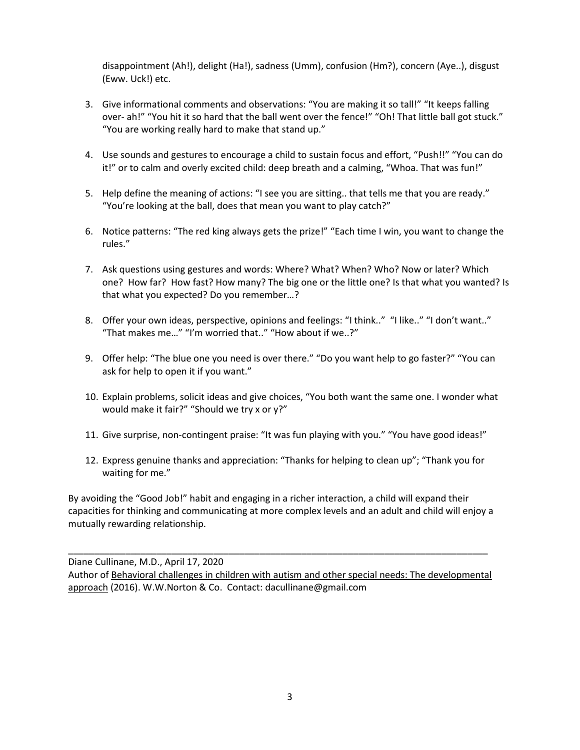disappointment (Ah!), delight (Ha!), sadness (Umm), confusion (Hm?), concern (Aye..), disgust (Eww. Uck!) etc.

3. Give informational comments and observations: "You are making it so tall!" "It keeps falling over- ah!" "You hit it so hard that the ball went over the fence!" "Oh! That little ball got stuck." "You are working really hard to make that stand up."

4. Use sounds and gestures to encourage a child to sustain focus and effort, "Push!!" "You can do it!" or to calm and overly excited child: deep breath and a calming, "Whoa. That was fun!"

5. Help define the meaning of actions: "I see you are sitting.. that tells me that you are ready." "You're looking at the ball, does that mean you want to play catch?"

6. Notice patterns: "The red king always gets the prize!" "Each time I win, you want to change the rules."

7. Ask questions using gestures and words: Where? What? When? Who? Now or later? Which one? How far? How fast? How many? The big one or the little one? Is that what you wanted? Is that what you expected? Do you remember…?

8. Offer your own ideas, perspective, opinions and feelings: "I think.." "I like.." "I don't want.." "That makes me…" "I'm worried that.." "How about if we..?"

9. Offer help: "The blue one you need is over there." "Do you want help to go faster?" "You can ask for help to open it if you want."

10. Explain problems, solicit ideas and give choices, "You both want the same one. I wonder what would make it fair?" "Should we try x or y?"

11. Give surprise, non-contingent praise: "It was fun playing with you." "You have good ideas!"

12. Express genuine thanks and appreciation: "Thanks for helping to clean up"; "Thank you for waiting for me."

By avoiding the "Good Job!" habit and engaging in a richer interaction, a child will expand their capacities for thinking and communicating at more complex levels and an adult and child will enjoy a mutually rewarding relationship.

---

Diane Cullinane, M.D., April 17, 2020
Author of Behavioral challenges in children with autism and other special needs: The developmental approach (2016). W.W.Norton & Co. Contact: dacullinane@gmail.com